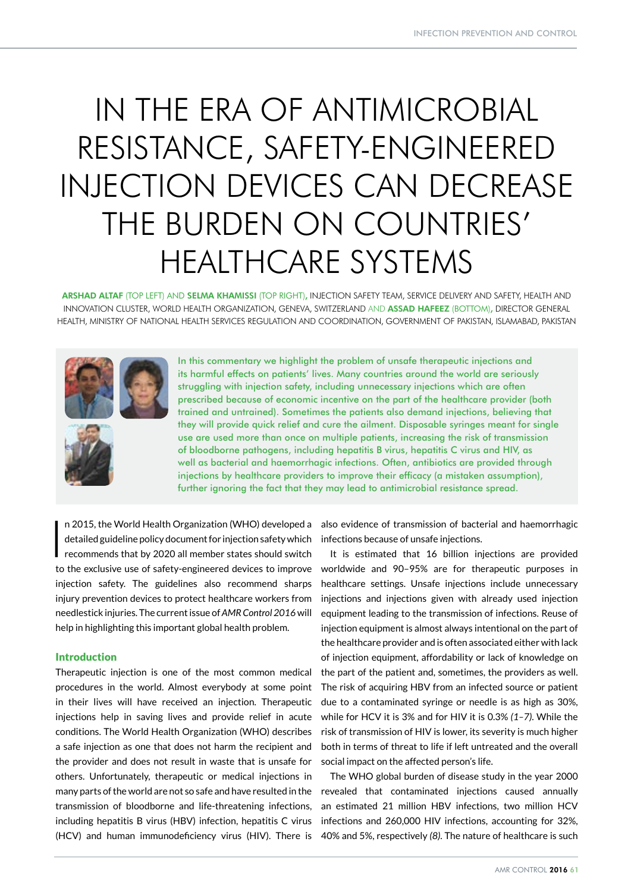# IN THE ERA OF ANTIMICROBIAL RESISTANCE, SAFETY-ENGINEERED INJECTION DEVICES CAN DECREASE THE BURDEN ON COUNTRIES' HEALTHCARE SYSTEMS

**ARSHAD ALTAF** (TOP LEFT) AND **SELMA KHAMISSI** (TOP RIGHT), INJECTION SAFETY TEAM, SERVICE DELIVERY AND SAFETY, HEALTH AND INNOVATION CLUSTER, WORLD HEALTH ORGANIZATION, GENEVA, SWITZERLAND AND **ASSAD HAFEEZ** (BOTTOM), DIRECTOR GENERAL HEALTH, MINISTRY OF NATIONAL HEALTH SERVICES REGULATION AND COORDINATION, GOVERNMENT OF PAKISTAN, ISLAMABAD, PAKISTAN

In this commentary we highlight the problem of unsafe therapeutic injections and its harmful effects on patients' lives. Many countries around the world are seriously struggling with injection safety, including unnecessary injections which are often prescribed because of economic incentive on the part of the healthcare provider (both trained and untrained). Sometimes the patients also demand injections, believing that they will provide quick relief and cure the ailment. Disposable syringes meant for single use are used more than once on multiple patients, increasing the risk of transmission of bloodborne pathogens, including hepatitis B virus, hepatitis C virus and HIV, as well as bacterial and haemorrhagic infections. Often, antibiotics are provided through injections by healthcare providers to improve their efficacy (a mistaken assumption), further ignoring the fact that they may lead to antimicrobial resistance spread.

In 2015, the World Health Organization (WHO) developed a detailed guideline policy document for injection safety which recommends that by 2020 all member states should switch to the exclusive use of safety-engineered devices to improve injection safety. The guidelines also recommend sharps injury prevention devices to protect healthcare workers from needlestick injuries. The current issue of *AMR Control 2016* will help in highlighting this important global health problem.

## Introduction

Therapeutic injection is one of the most common medical procedures in the world. Almost everybody at some point in their lives will have received an injection. Therapeutic injections help in saving lives and provide relief in acute conditions. The World Health Organization (WHO) describes a safe injection as one that does not harm the recipient and the provider and does not result in waste that is unsafe for others. Unfortunately, therapeutic or medical injections in many parts of the world are not so safe and have resulted in the transmission of bloodborne and life-threatening infections, including hepatitis B virus (HBV) infection, hepatitis C virus (HCV) and human immunodeficiency virus (HIV). There is also evidence of transmission of bacterial and haemorrhagic infections because of unsafe injections.

It is estimated that 16 billion injections are provided worldwide and 90–95% are for therapeutic purposes in healthcare settings. Unsafe injections include unnecessary injections and injections given with already used injection equipment leading to the transmission of infections. Reuse of injection equipment is almost always intentional on the part of the healthcare provider and is often associated either with lack of injection equipment, affordability or lack of knowledge on the part of the patient and, sometimes, the providers as well. The risk of acquiring HBV from an infected source or patient due to a contaminated syringe or needle is as high as 30%, while for HCV it is 3% and for HIV it is 0.3% *(1–7)*. While the risk of transmission of HIV is lower, its severity is much higher both in terms of threat to life if left untreated and the overall social impact on the affected person's life.

The WHO global burden of disease study in the year 2000 revealed that contaminated injections caused annually an estimated 21 million HBV infections, two million HCV infections and 260,000 HIV infections, accounting for 32%, 40% and 5%, respectively *(8)*. The nature of healthcare is such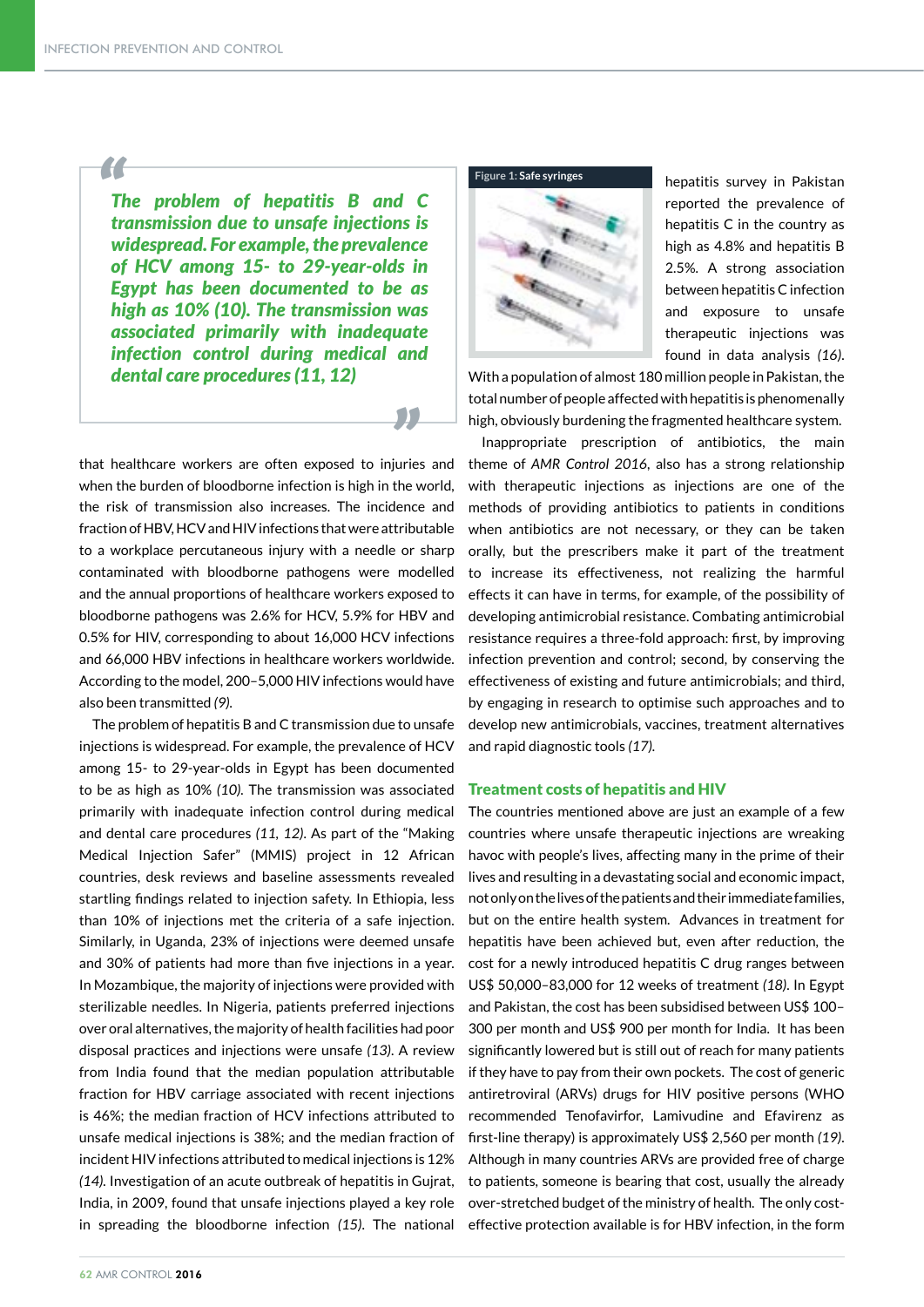> *The problem of hepatitis B and C transmission due to unsafe injections is widespread. For example, the prevalence of HCV among 15- to 29-year-olds in Egypt has been documented to be as high as 10% (10). The transmission was associated primarily with inadequate infection control during medical and dental care procedures (11, 12)*

that healthcare workers are often exposed to injuries and when the burden of bloodborne infection is high in the world, the risk of transmission also increases. The incidence and fraction of HBV, HCV and HIV infections that were attributable to a workplace percutaneous injury with a needle or sharp contaminated with bloodborne pathogens were modelled and the annual proportions of healthcare workers exposed to bloodborne pathogens was 2.6% for HCV, 5.9% for HBV and 0.5% for HIV, corresponding to about 16,000 HCV infections and 66,000 HBV infections in healthcare workers worldwide. According to the model, 200–5,000 HIV infections would have also been transmitted *(9)*.

The problem of hepatitis B and C transmission due to unsafe injections is widespread. For example, the prevalence of HCV among 15- to 29-year-olds in Egypt has been documented to be as high as 10% *(10)*. The transmission was associated primarily with inadequate infection control during medical and dental care procedures *(11, 12)*. As part of the "Making Medical Injection Safer" (MMIS) project in 12 African countries, desk reviews and baseline assessments revealed startling findings related to injection safety. In Ethiopia, less than 10% of injections met the criteria of a safe injection. Similarly, in Uganda, 23% of injections were deemed unsafe and 30% of patients had more than five injections in a year. In Mozambique, the majority of injections were provided with sterilizable needles. In Nigeria, patients preferred injections over oral alternatives, the majority of health facilities had poor disposal practices and injections were unsafe *(13)*. A review from India found that the median population attributable fraction for HBV carriage associated with recent injections is 46%; the median fraction of HCV infections attributed to unsafe medical injections is 38%; and the median fraction of incident HIV infections attributed to medical injections is 12% *(14)*. Investigation of an acute outbreak of hepatitis in Gujrat, India, in 2009, found that unsafe injections played a key role in spreading the bloodborne infection *(15)*. The national hepatitis survey in Pakistan reported the prevalence of hepatitis C in the country as high as 4.8% and hepatitis B 2.5%. A strong association between hepatitis C infection and exposure to unsafe therapeutic injections was found in data analysis *(16)*. With a population of almost 180 million people in Pakistan, the total number of people affected with hepatitis is phenomenally high, obviously burdening the fragmented healthcare system.

Figure 1: Safe syringes

Inappropriate prescription of antibiotics, the main theme of *AMR Control 2016*, also has a strong relationship with therapeutic injections as injections are one of the methods of providing antibiotics to patients in conditions when antibiotics are not necessary, or they can be taken orally, but the prescribers make it part of the treatment to increase its effectiveness, not realizing the harmful effects it can have in terms, for example, of the possibility of developing antimicrobial resistance. Combating antimicrobial resistance requires a three-fold approach: first, by improving infection prevention and control; second, by conserving the effectiveness of existing and future antimicrobials; and third, by engaging in research to optimise such approaches and to develop new antimicrobials, vaccines, treatment alternatives and rapid diagnostic tools *(17)*.

## Treatment costs of hepatitis and HIV

The countries mentioned above are just an example of a few countries where unsafe therapeutic injections are wreaking havoc with people's lives, affecting many in the prime of their lives and resulting in a devastating social and economic impact, not only on the lives of the patients and their immediate families, but on the entire health system. Advances in treatment for hepatitis have been achieved but, even after reduction, the cost for a newly introduced hepatitis C drug ranges between US$ 50,000–83,000 for 12 weeks of treatment *(18)*. In Egypt and Pakistan, the cost has been subsidised between US$ 100–300 per month and US$ 900 per month for India. It has been significantly lowered but is still out of reach for many patients if they have to pay from their own pockets. The cost of generic antiretroviral (ARVs) drugs for HIV positive persons (WHO recommended Tenofavirfor, Lamivudine and Efavirenz as first-line therapy) is approximately US$ 2,560 per month *(19)*. Although in many countries ARVs are provided free of charge to patients, someone is bearing that cost, usually the already over-stretched budget of the ministry of health. The only cost-effective protection available is for HBV infection, in the form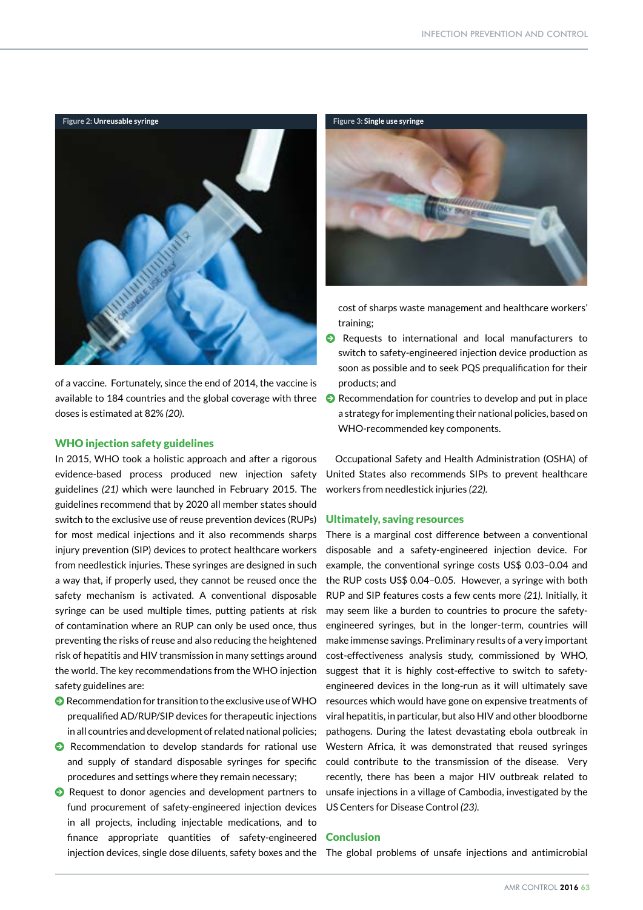Figure 2: Unreusable syringe

Figure 3: Single use syringe

of a vaccine. Fortunately, since the end of 2014, the vaccine is available to 184 countries and the global coverage with three doses is estimated at 82% *(20)*.

## WHO injection safety guidelines

In 2015, WHO took a holistic approach and after a rigorous evidence-based process produced new injection safety guidelines *(21)* which were launched in February 2015. The guidelines recommend that by 2020 all member states should switch to the exclusive use of reuse prevention devices (RUPs) for most medical injections and it also recommends sharps injury prevention (SIP) devices to protect healthcare workers from needlestick injuries. These syringes are designed in such a way that, if properly used, they cannot be reused once the safety mechanism is activated. A conventional disposable syringe can be used multiple times, putting patients at risk of contamination where an RUP can only be used once, thus preventing the risks of reuse and also reducing the heightened risk of hepatitis and HIV transmission in many settings around the world. The key recommendations from the WHO injection safety guidelines are:

- Recommendation for transition to the exclusive use of WHO prequalified AD/RUP/SIP devices for therapeutic injections in all countries and development of related national policies;
- Recommendation to develop standards for rational use and supply of standard disposable syringes for specific procedures and settings where they remain necessary;
- Request to donor agencies and development partners to fund procurement of safety-engineered injection devices in all projects, including injectable medications, and to finance appropriate quantities of safety-engineered injection devices, single dose diluents, safety boxes and the cost of sharps waste management and healthcare workers' training;
- Requests to international and local manufacturers to switch to safety-engineered injection device production as soon as possible and to seek PQS prequalification for their products; and
- Recommendation for countries to develop and put in place a strategy for implementing their national policies, based on WHO-recommended key components.

Occupational Safety and Health Administration (OSHA) of United States also recommends SIPs to prevent healthcare workers from needlestick injuries *(22)*.

## Ultimately, saving resources

There is a marginal cost difference between a conventional disposable and a safety-engineered injection device. For example, the conventional syringe costs US$ 0.03–0.04 and the RUP costs US$ 0.04–0.05. However, a syringe with both RUP and SIP features costs a few cents more *(21)*. Initially, it may seem like a burden to countries to procure the safety-engineered syringes, but in the longer-term, countries will make immense savings. Preliminary results of a very important cost-effectiveness analysis study, commissioned by WHO, suggest that it is highly cost-effective to switch to safety-engineered devices in the long-run as it will ultimately save resources which would have gone on expensive treatments of viral hepatitis, in particular, but also HIV and other bloodborne pathogens. During the latest devastating ebola outbreak in Western Africa, it was demonstrated that reused syringes could contribute to the transmission of the disease. Very recently, there has been a major HIV outbreak related to unsafe injections in a village of Cambodia, investigated by the US Centers for Disease Control *(23)*.

## Conclusion

The global problems of unsafe injections and antimicrobial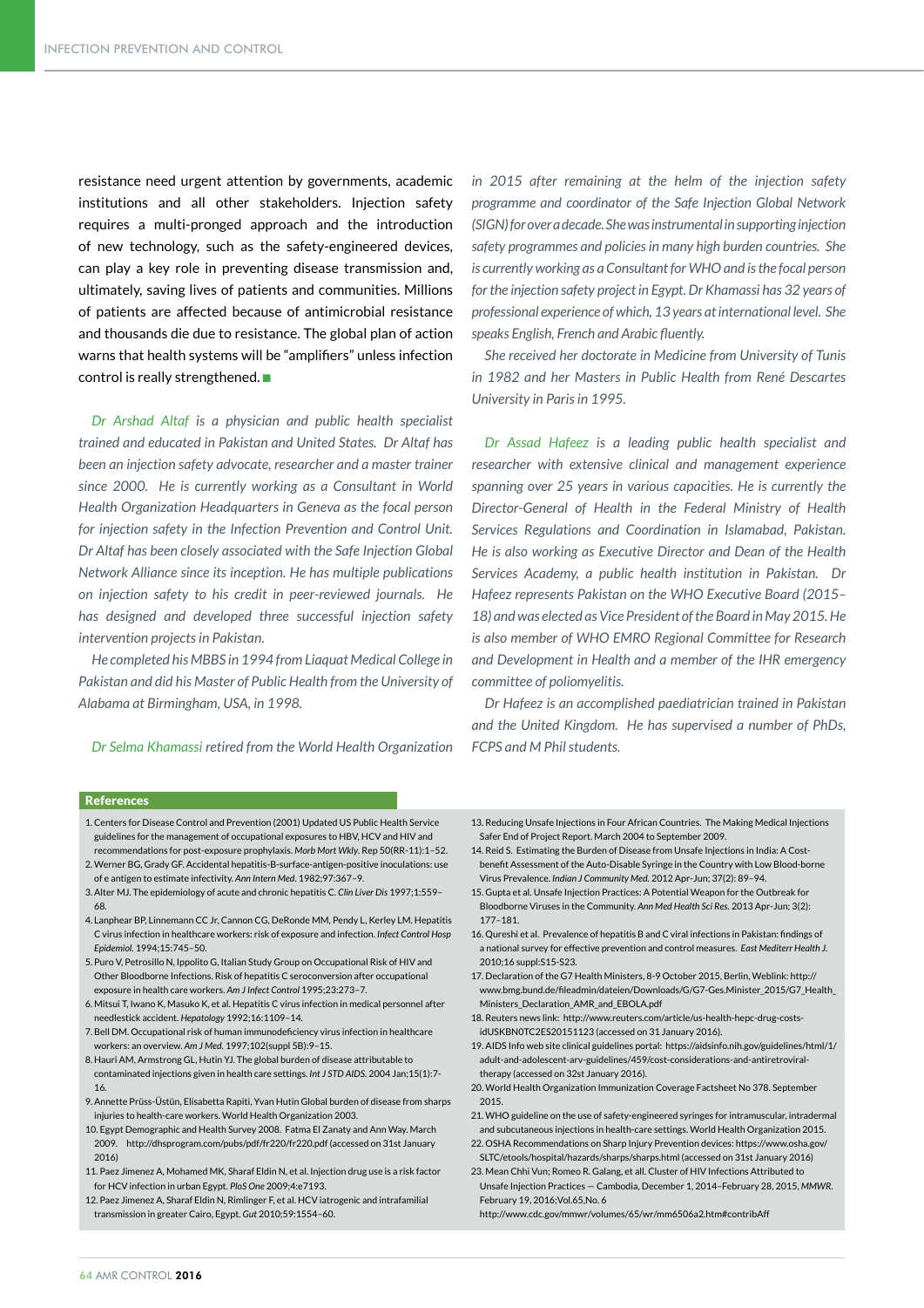resistance need urgent attention by governments, academic institutions and all other stakeholders. Injection safety requires a multi-pronged approach and the introduction of new technology, such as the safety-engineered devices, can play a key role in preventing disease transmission and, ultimately, saving lives of patients and communities. Millions of patients are affected because of antimicrobial resistance and thousands die due to resistance. The global plan of action warns that health systems will be "amplifiers" unless infection control is really strengthened. ■

*Dr Arshad Altaf is a physician and public health specialist trained and educated in Pakistan and United States. Dr Altaf has been an injection safety advocate, researcher and a master trainer since 2000. He is currently working as a Consultant in World Health Organization Headquarters in Geneva as the focal person for injection safety in the Infection Prevention and Control Unit. Dr Altaf has been closely associated with the Safe Injection Global Network Alliance since its inception. He has multiple publications on injection safety to his credit in peer-reviewed journals. He has designed and developed three successful injection safety intervention projects in Pakistan.*

*He completed his MBBS in 1994 from Liaquat Medical College in Pakistan and did his Master of Public Health from the University of Alabama at Birmingham, USA, in 1998.*

*Dr Selma Khamassi retired from the World Health Organization in 2015 after remaining at the helm of the injection safety programme and coordinator of the Safe Injection Global Network (SIGN) for over a decade. She was instrumental in supporting injection safety programmes and policies in many high burden countries. She is currently working as a Consultant for WHO and is the focal person for the injection safety project in Egypt. Dr Khamassi has 32 years of professional experience of which, 13 years at international level. She speaks English, French and Arabic fluently.*

*She received her doctorate in Medicine from University of Tunis in 1982 and her Masters in Public Health from René Descartes University in Paris in 1995.*

*Dr Assad Hafeez is a leading public health specialist and researcher with extensive clinical and management experience spanning over 25 years in various capacities. He is currently the Director-General of Health in the Federal Ministry of Health Services Regulations and Coordination in Islamabad, Pakistan. He is also working as Executive Director and Dean of the Health Services Academy, a public health institution in Pakistan. Dr Hafeez represents Pakistan on the WHO Executive Board (2015–18) and was elected as Vice President of the Board in May 2015. He is also member of WHO EMRO Regional Committee for Research and Development in Health and a member of the IHR emergency committee of poliomyelitis.*

*Dr Hafeez is an accomplished paediatrician trained in Pakistan and the United Kingdom. He has supervised a number of PhDs, FCPS and M Phil students.*

## References

1. Centers for Disease Control and Prevention (2001) Updated US Public Health Service guidelines for the management of occupational exposures to HBV, HCV and HIV and recommendations for post-exposure prophylaxis. *Morb Mort Wkly*. Rep 50(RR-11):1–52.
2. Werner BG, Grady GF. Accidental hepatitis-B-surface-antigen-positive inoculations: use of e antigen to estimate infectivity. *Ann Intern Med*. 1982;97:367–9.
3. Alter MJ. The epidemiology of acute and chronic hepatitis C. *Clin Liver Dis* 1997;1:559–68.
4. Lanphear BP, Linnemann CC Jr, Cannon CG, DeRonde MM, Pendy L, Kerley LM. Hepatitis C virus infection in healthcare workers: risk of exposure and infection. *Infect Control Hosp Epidemiol*. 1994;15:745–50.
5. Puro V, Petrosillo N, Ippolito G, Italian Study Group on Occupational Risk of HIV and Other Bloodborne Infections. Risk of hepatitis C seroconversion after occupational exposure in health care workers. *Am J Infect Control* 1995;23:273–7.
6. Mitsui T, Iwano K, Masuko K, et al. Hepatitis C virus infection in medical personnel after needlestick accident. *Hepatology* 1992;16:1109–14.
7. Bell DM. Occupational risk of human immunodeficiency virus infection in healthcare workers: an overview. *Am J Med*. 1997;102(suppl 5B):9–15.
8. Hauri AM, Armstrong GL, Hutin YJ. The global burden of disease attributable to contaminated injections given in health care settings. *Int J STD AIDS*. 2004 Jan;15(1):7-16.
9. Annette Prüss-Üstün, Elisabetta Rapiti, Yvan Hutin Global burden of disease from sharps injuries to health-care workers. World Health Organization 2003.
10. Egypt Demographic and Health Survey 2008. Fatma El Zanaty and Ann Way. March 2009. http://dhsprogram.com/pubs/pdf/fr220/fr220.pdf (accessed on 31st January 2016)
11. Paez Jimenez A, Mohamed MK, Sharaf Eldin N, et al. Injection drug use is a risk factor for HCV infection in urban Egypt. *PloS One* 2009;4:e7193.
12. Paez Jimenez A, Sharaf Eldin N, Rimlinger F, et al. HCV iatrogenic and intrafamilial transmission in greater Cairo, Egypt. *Gut* 2010;59:1554–60.
13. Reducing Unsafe Injections in Four African Countries. The Making Medical Injections Safer End of Project Report. March 2004 to September 2009.
14. Reid S. Estimating the Burden of Disease from Unsafe Injections in India: A Cost-benefit Assessment of the Auto-Disable Syringe in the Country with Low Blood-borne Virus Prevalence. *Indian J Community Med*. 2012 Apr-Jun; 37(2): 89–94.
15. Gupta et al. Unsafe Injection Practices: A Potential Weapon for the Outbreak for Bloodborne Viruses in the Community. *Ann Med Health Sci Res*. 2013 Apr-Jun; 3(2): 177–181.
16. Qureshi et al. Prevalence of hepatitis B and C viral infections in Pakistan: findings of a national survey for effective prevention and control measures. *East Mediterr Health J*. 2010;16 suppl:S15-S23.
17. Declaration of the G7 Health Ministers, 8-9 October 2015, Berlin, Weblink: http://www.bmg.bund.de/fileadmin/dateien/Downloads/G/G7-Ges.Minister_2015/G7_Health_Ministers_Declaration_AMR_and_EBOLA.pdf
18. Reuters news link: http://www.reuters.com/article/us-health-hepc-drug-costs-idUSKBN0TC2ES20151123 (accessed on 31 January 2016).
19. AIDS Info web site clinical guidelines portal: https://aidsinfo.nih.gov/guidelines/html/1/adult-and-adolescent-arv-guidelines/459/cost-considerations-and-antiretroviral-therapy (accessed on 32st January 2016).
20. World Health Organization Immunization Coverage Factsheet No 378. September 2015.
21. WHO guideline on the use of safety-engineered syringes for intramuscular, intradermal and subcutaneous injections in health-care settings. World Health Organization 2015.
22. OSHA Recommendations on Sharp Injury Prevention devices: https://www.osha.gov/SLTC/etools/hospital/hazards/sharps/sharps.html (accessed on 31st January 2016)
23. Mean Chhi Vun; Romeo R. Galang, et all. Cluster of HIV Infections Attributed to Unsafe Injection Practices — Cambodia, December 1, 2014–February 28, 2015, *MMWR*. February 19, 2016;Vol.65,No. 6 http://www.cdc.gov/mmwr/volumes/65/wr/mm6506a2.htm#contribAff